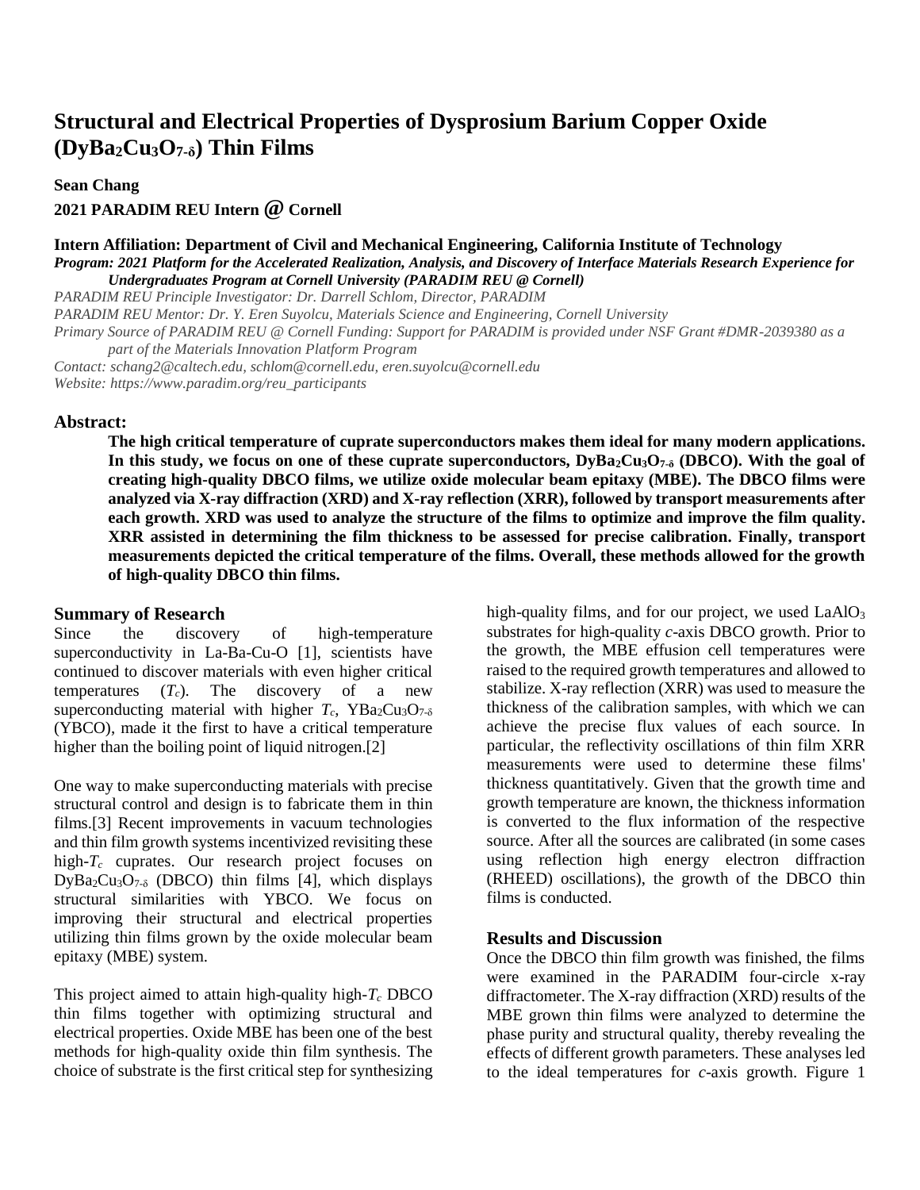# Structural and Electrical Properties of Dysprosium Barium Copper Oxide ($DyBa_2Cu_3O_{7-\delta}$) Thin Films

**Sean Chang**

**2021 PARADIM REU Intern @ Cornell**

**Intern Affiliation: Department of Civil and Mechanical Engineering, California Institute of Technology**

***Program: 2021 Platform for the Accelerated Realization, Analysis, and Discovery of Interface Materials Research Experience for Undergraduates Program at Cornell University (PARADIM REU @ Cornell)***

*PARADIM REU Principle Investigator: Dr. Darrell Schlom, Director, PARADIM*

*PARADIM REU Mentor: Dr. Y. Eren Suyolcu, Materials Science and Engineering, Cornell University*

*Primary Source of PARADIM REU @ Cornell Funding: Support for PARADIM is provided under NSF Grant #DMR-2039380 as a part of the Materials Innovation Platform Program*

*Contact: schang2@caltech.edu, schlom@cornell.edu, eren.suyolcu@cornell.edu*

*Website: https://www.paradim.org/reu_participants*

## Abstract:

**The high critical temperature of cuprate superconductors makes them ideal for many modern applications. In this study, we focus on one of these cuprate superconductors, $DyBa_2Cu_3O_{7-\delta}$ (DBCO). With the goal of creating high-quality DBCO films, we utilize oxide molecular beam epitaxy (MBE). The DBCO films were analyzed via X-ray diffraction (XRD) and X-ray reflection (XRR), followed by transport measurements after each growth. XRD was used to analyze the structure of the films to optimize and improve the film quality. XRR assisted in determining the film thickness to be assessed for precise calibration. Finally, transport measurements depicted the critical temperature of the films. Overall, these methods allowed for the growth of high-quality DBCO thin films.**

## Summary of Research

Since the discovery of high-temperature superconductivity in La-Ba-Cu-O [1], scientists have continued to discover materials with even higher critical temperatures ($T_c$). The discovery of a new superconducting material with higher $T_c$, $YBa_2Cu_3O_{7-\delta}$ (YBCO), made it the first to have a critical temperature higher than the boiling point of liquid nitrogen.[2]

One way to make superconducting materials with precise structural control and design is to fabricate them in thin films.[3] Recent improvements in vacuum technologies and thin film growth systems incentivized revisiting these high-$T_c$ cuprates. Our research project focuses on $DyBa_2Cu_3O_{7-\delta}$ (DBCO) thin films [4], which displays structural similarities with YBCO. We focus on improving their structural and electrical properties utilizing thin films grown by the oxide molecular beam epitaxy (MBE) system.

This project aimed to attain high-quality high-$T_c$ DBCO thin films together with optimizing structural and electrical properties. Oxide MBE has been one of the best methods for high-quality oxide thin film synthesis. The choice of substrate is the first critical step for synthesizing high-quality films, and for our project, we used $LaAlO_3$ substrates for high-quality *c*-axis DBCO growth. Prior to the growth, the MBE effusion cell temperatures were raised to the required growth temperatures and allowed to stabilize. X-ray reflection (XRR) was used to measure the thickness of the calibration samples, with which we can achieve the precise flux values of each source. In particular, the reflectivity oscillations of thin film XRR measurements were used to determine these films' thickness quantitatively. Given that the growth time and growth temperature are known, the thickness information is converted to the flux information of the respective source. After all the sources are calibrated (in some cases using reflection high energy electron diffraction (RHEED) oscillations), the growth of the DBCO thin films is conducted.

## Results and Discussion

Once the DBCO thin film growth was finished, the films were examined in the PARADIM four-circle x-ray diffractometer. The X-ray diffraction (XRD) results of the MBE grown thin films were analyzed to determine the phase purity and structural quality, thereby revealing the effects of different growth parameters. These analyses led to the ideal temperatures for *c*-axis growth. Figure 1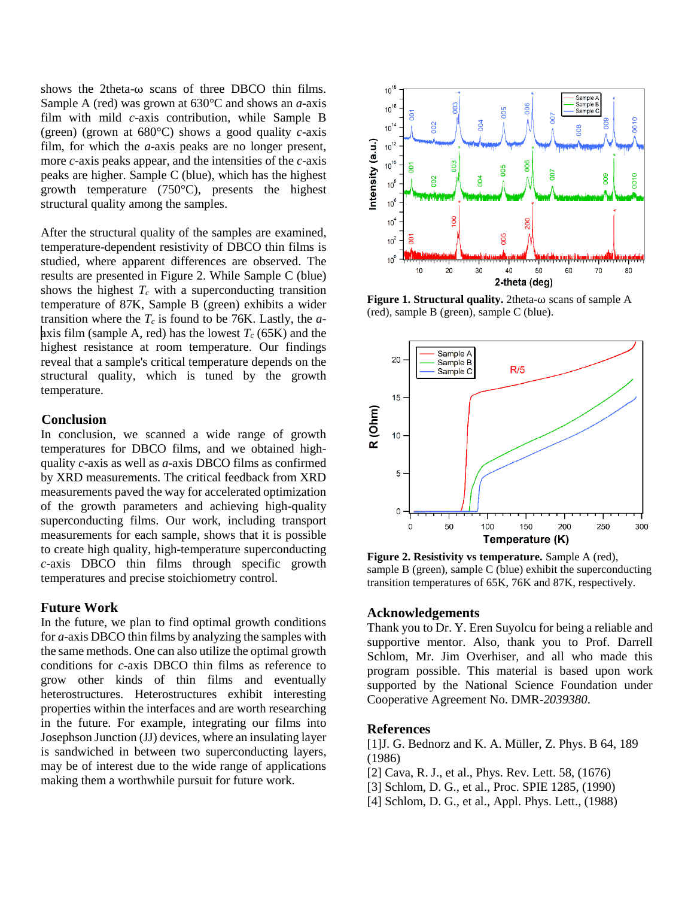shows the 2theta-ω scans of three DBCO thin films. Sample A (red) was grown at 630°C and shows an *a*-axis film with mild *c*-axis contribution, while Sample B (green) (grown at 680°C) shows a good quality *c*-axis film, for which the *a*-axis peaks are no longer present, more *c*-axis peaks appear, and the intensities of the *c*-axis peaks are higher. Sample C (blue), which has the highest growth temperature (750°C), presents the highest structural quality among the samples.

After the structural quality of the samples are examined, temperature-dependent resistivity of DBCO thin films is studied, where apparent differences are observed. The results are presented in Figure 2. While Sample C (blue) shows the highest $T_c$ with a superconducting transition temperature of 87K, Sample B (green) exhibits a wider transition where the $T_c$ is found to be 76K. Lastly, the *a*-axis film (sample A, red) has the lowest $T_c$ (65K) and the highest resistance at room temperature. Our findings reveal that a sample's critical temperature depends on the structural quality, which is tuned by the growth temperature.

## Conclusion

In conclusion, we scanned a wide range of growth temperatures for DBCO films, and we obtained high-quality *c*-axis as well as *a*-axis DBCO films as confirmed by XRD measurements. The critical feedback from XRD measurements paved the way for accelerated optimization of the growth parameters and achieving high-quality superconducting films. Our work, including transport measurements for each sample, shows that it is possible to create high quality, high-temperature superconducting *c*-axis DBCO thin films through specific growth temperatures and precise stoichiometry control.

## Future Work

In the future, we plan to find optimal growth conditions for *a*-axis DBCO thin films by analyzing the samples with the same methods. One can also utilize the optimal growth conditions for *c*-axis DBCO thin films as reference to grow other kinds of thin films and eventually heterostructures. Heterostructures exhibit interesting properties within the interfaces and are worth researching in the future. For example, integrating our films into Josephson Junction (JJ) devices, where an insulating layer is sandwiched in between two superconducting layers, may be of interest due to the wide range of applications making them a worthwhile pursuit for future work.

Sample A
Sample B
Sample C
Intensity (a.u.)
2-theta (deg)

**Figure 1. Structural quality.** 2theta-ω scans of sample A (red), sample B (green), sample C (blue).

Sample A
Sample B
Sample C
R/5
R (Ohm)
Temperature (K)

**Figure 2. Resistivity vs temperature.** Sample A (red), sample B (green), sample C (blue) exhibit the superconducting transition temperatures of 65K, 76K and 87K, respectively.

## Acknowledgements

Thank you to Dr. Y. Eren Suyolcu for being a reliable and supportive mentor. Also, thank you to Prof. Darrell Schlom, Mr. Jim Overhiser, and all who made this program possible. This material is based upon work supported by the National Science Foundation under Cooperative Agreement No. DMR-*2039380*.

## References

[1]J. G. Bednorz and K. A. Müller, Z. Phys. B 64, 189 (1986)

[2] Cava, R. J., et al., Phys. Rev. Lett. 58, (1676)

[3] Schlom, D. G., et al., Proc. SPIE 1285, (1990)

[4] Schlom, D. G., et al., Appl. Phys. Lett., (1988)